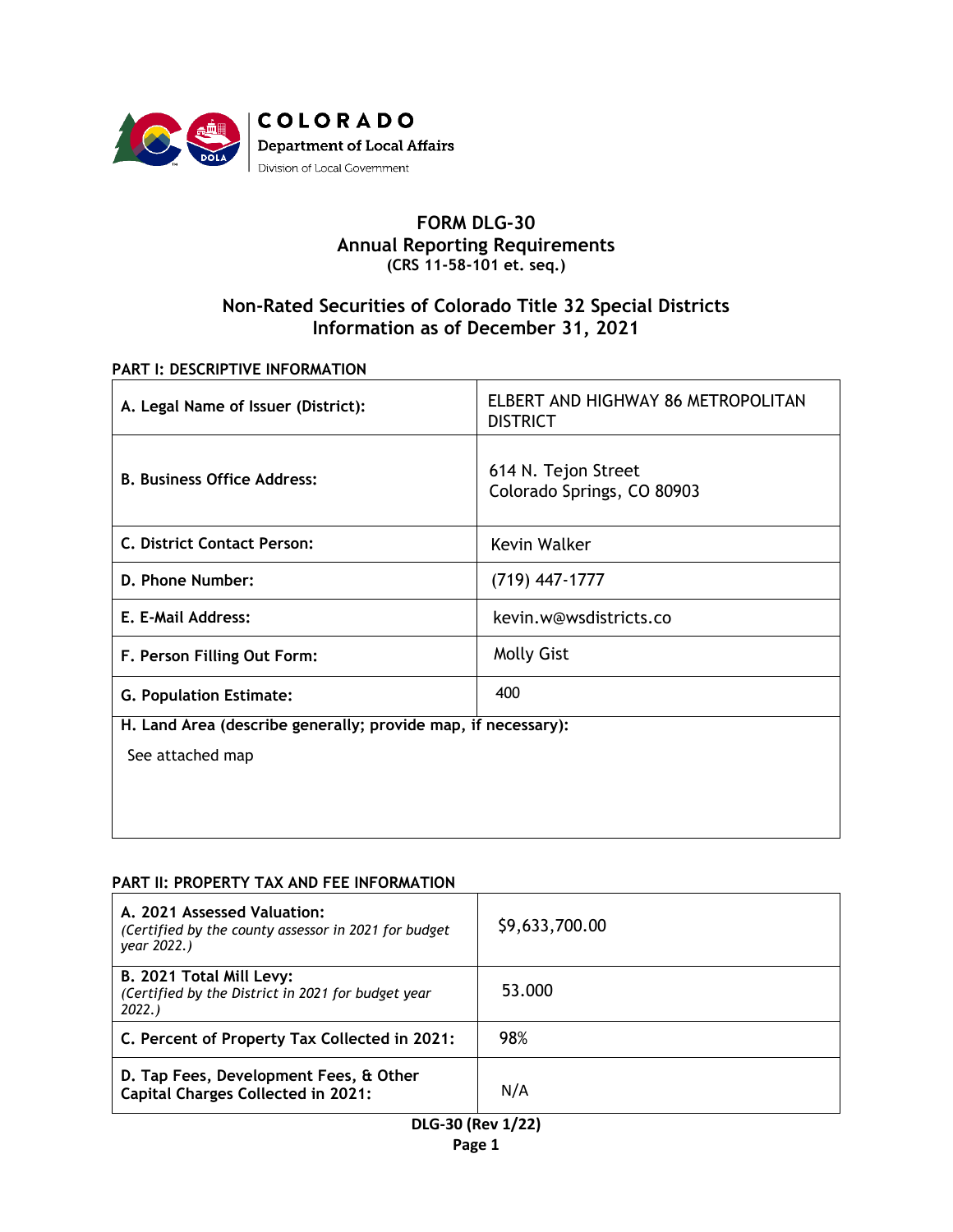COLORADO
Department of Local Affairs
Division of Local Government

# FORM DLG-30
## Annual Reporting Requirements
**(CRS 11-58-101 et. seq.)**

## Non-Rated Securities of Colorado Title 32 Special Districts
## Information as of December 31, 2021

### PART I: DESCRIPTIVE INFORMATION

| | |
|---|---|
| **A. Legal Name of Issuer (District):** | ELBERT AND HIGHWAY 86 METROPOLITAN DISTRICT |
| **B. Business Office Address:** | 614 N. Tejon Street<br>Colorado Springs, CO 80903 |
| **C. District Contact Person:** | Kevin Walker |
| **D. Phone Number:** | (719) 447-1777 |
| **E. E-Mail Address:** | kevin.w@wsdistricts.co |
| **F. Person Filling Out Form:** | Molly Gist |
| **G. Population Estimate:** | 400 |
| **H. Land Area (describe generally; provide map, if necessary):**<br>See attached map | |

### PART II: PROPERTY TAX AND FEE INFORMATION

| | |
|---|---|
| **A. 2021 Assessed Valuation:**<br>*(Certified by the county assessor in 2021 for budget year 2022.)* | $9,633,700.00 |
| **B. 2021 Total Mill Levy:**<br>*(Certified by the District in 2021 for budget year 2022.)* | 53.000 |
| **C. Percent of Property Tax Collected in 2021:** | 98% |
| **D. Tap Fees, Development Fees, & Other Capital Charges Collected in 2021:** | N/A |

DLG-30 (Rev 1/22)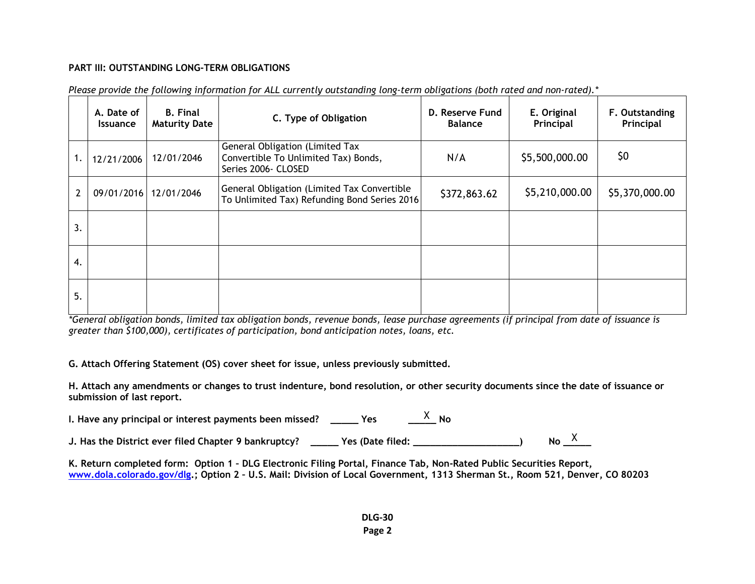**PART III: OUTSTANDING LONG-TERM OBLIGATIONS**

*Please provide the following information for ALL currently outstanding long-term obligations (both rated and non-rated).**

| | A. Date of Issuance | B. Final Maturity Date | C. Type of Obligation | D. Reserve Fund Balance | E. Original Principal | F. Outstanding Principal |
|---|---|---|---|---|---|---|
| 1. | 12/21/2006 | 12/01/2046 | General Obligation (Limited Tax Convertible To Unlimited Tax) Bonds, Series 2006- CLOSED | N/A | $5,500,000.00 | $0 |
| 2 | 09/01/2016 | 12/01/2046 | General Obligation (Limited Tax Convertible To Unlimited Tax) Refunding Bond Series 2016 | $372,863.62 | $5,210,000.00 | $5,370,000.00 |
| 3. | | | | | | |
| 4. | | | | | | |
| 5. | | | | | | |

**General obligation bonds, limited tax obligation bonds, revenue bonds, lease purchase agreements (if principal from date of issuance is greater than $100,000), certificates of participation, bond anticipation notes, loans, etc.*

**G. Attach Offering Statement (OS) cover sheet for issue, unless previously submitted.**

**H. Attach any amendments or changes to trust indenture, bond resolution, or other security documents since the date of issuance or submission of last report.**

**I. Have any principal or interest payments been missed?** ______ **Yes** ___X___ **No**

**J. Has the District ever filed Chapter 9 bankruptcy?** ______ **Yes (Date filed:** ____________________**)** **No** ___X___

**K. Return completed form: Option 1 – DLG Electronic Filing Portal, Finance Tab, Non-Rated Public Securities Report, www.dola.colorado.gov/dlg.; Option 2 – U.S. Mail: Division of Local Government, 1313 Sherman St., Room 521, Denver, CO 80203**

**DLG-30**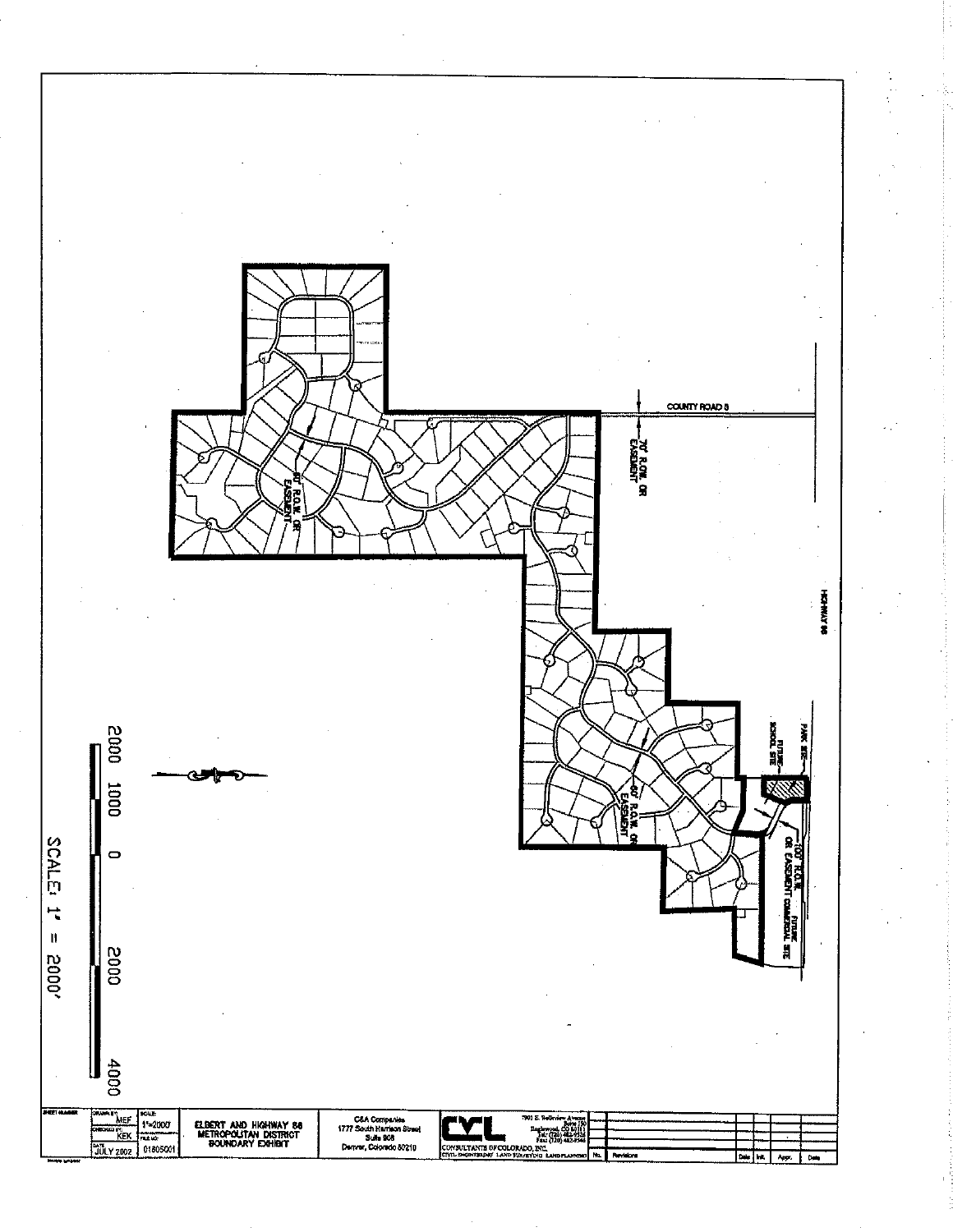COUNTY ROAD 5

70' R.O.W. OR EASEMENT

HIGHWAY 86

60' R.O.W. OR EASEMENT

60' R.O.W. OR EASEMENT

PARK SITE

FUTURE SCHOOL SITE

100' R.O.W. OR EASEMENT

FUTURE COMMERCIAL SITE

2000 1000 0 2000 4000

SCALE: 1" = 2000'

| SHEET NUMBER | DRAWN BY: MEF | SCALE: 1"=2000' | ELBERT AND HIGHWAY 86 METROPOLITAN DISTRICT BOUNDARY EXHIBIT | C&A Companies 1777 South Harrison Street Suite 906 Denver, Colorado 80210 | CVL CONSULTANTS OF COLORADO, INC. CIVIL ENGINEERING LAND SURVEYING LAND PLANNING 7901 E. Belleview Avenue Suite 150 Englewood, CO 80111 Tel: (720) 482-9526 Fax: (720) 482-9546 |
|---|---|---|---|---|---|
| | CHECKED BY: KEK | FILE NO: 01805001 | | | |
| | DATE: JULY 2002 | | | | |

| No. | Revisions | Date | Init. | Appr. | Date |
|---|---|---|---|---|---|